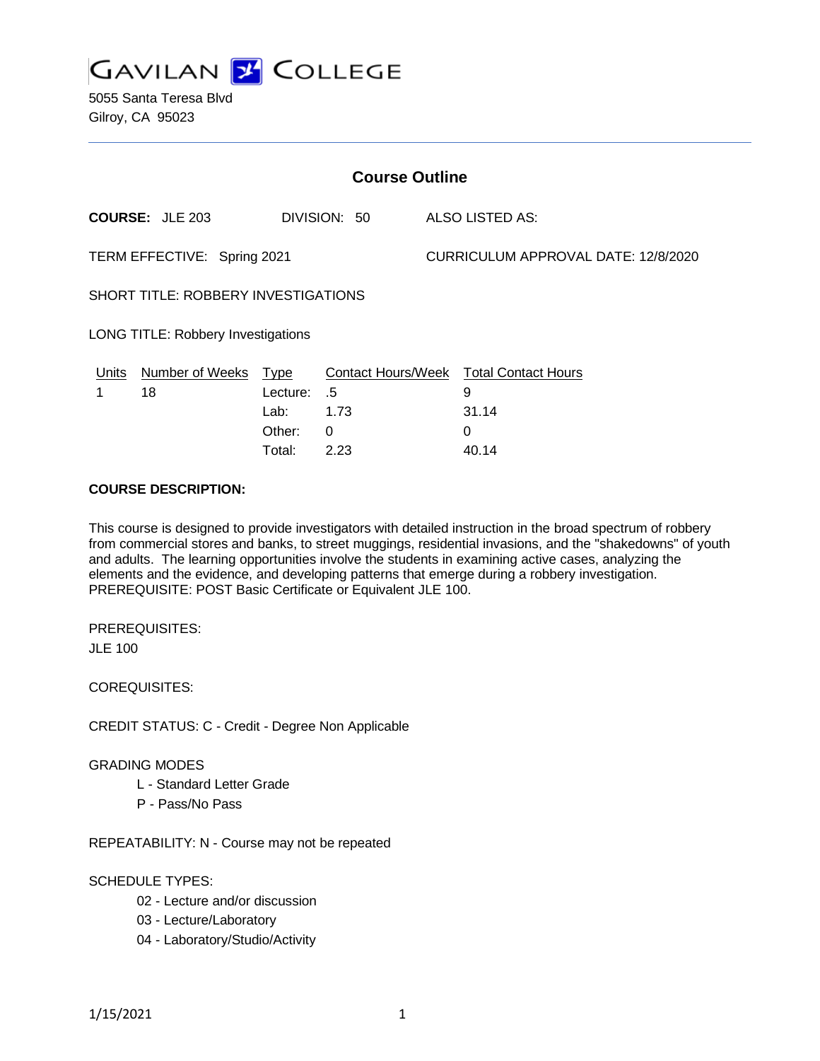# GAVILAN COLLEGE

5055 Santa Teresa Blvd
Gilroy, CA 95023

## Course Outline

**COURSE:** JLE 203 DIVISION: 50 ALSO LISTED AS:

TERM EFFECTIVE: Spring 2021 CURRICULUM APPROVAL DATE: 12/8/2020

SHORT TITLE: ROBBERY INVESTIGATIONS

LONG TITLE: Robbery Investigations

| Units | Number of Weeks | Type | Contact Hours/Week | Total Contact Hours |
|---|---|---|---|---|
| 1 | 18 | Lecture: | .5 | 9 |
| | | Lab: | 1.73 | 31.14 |
| | | Other: | 0 | 0 |
| | | Total: | 2.23 | 40.14 |

**COURSE DESCRIPTION:**

This course is designed to provide investigators with detailed instruction in the broad spectrum of robbery from commercial stores and banks, to street muggings, residential invasions, and the "shakedowns" of youth and adults. The learning opportunities involve the students in examining active cases, analyzing the elements and the evidence, and developing patterns that emerge during a robbery investigation. PREREQUISITE: POST Basic Certificate or Equivalent JLE 100.

PREREQUISITES:

JLE 100

COREQUISITES:

CREDIT STATUS: C - Credit - Degree Non Applicable

GRADING MODES

- L - Standard Letter Grade
- P - Pass/No Pass

REPEATABILITY: N - Course may not be repeated

SCHEDULE TYPES:

- 02 - Lecture and/or discussion
- 03 - Lecture/Laboratory
- 04 - Laboratory/Studio/Activity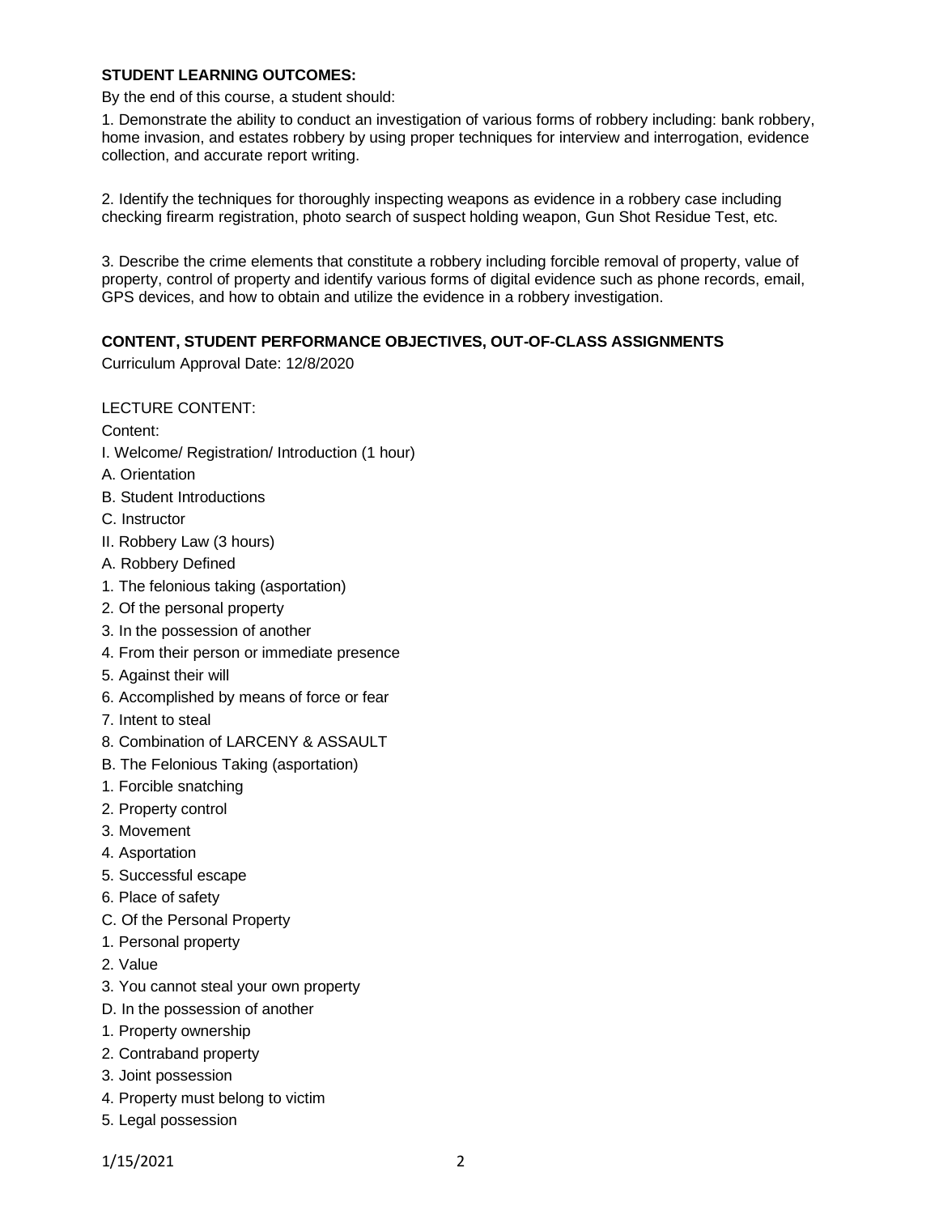**STUDENT LEARNING OUTCOMES:**

By the end of this course, a student should:

1. Demonstrate the ability to conduct an investigation of various forms of robbery including: bank robbery, home invasion, and estates robbery by using proper techniques for interview and interrogation, evidence collection, and accurate report writing.

2. Identify the techniques for thoroughly inspecting weapons as evidence in a robbery case including checking firearm registration, photo search of suspect holding weapon, Gun Shot Residue Test, etc.

3. Describe the crime elements that constitute a robbery including forcible removal of property, value of property, control of property and identify various forms of digital evidence such as phone records, email, GPS devices, and how to obtain and utilize the evidence in a robbery investigation.

**CONTENT, STUDENT PERFORMANCE OBJECTIVES, OUT-OF-CLASS ASSIGNMENTS**

Curriculum Approval Date: 12/8/2020

LECTURE CONTENT:

Content:

I. Welcome/ Registration/ Introduction (1 hour)

A. Orientation

B. Student Introductions

C. Instructor

II. Robbery Law (3 hours)

A. Robbery Defined

1. The felonious taking (asportation)

2. Of the personal property

3. In the possession of another

4. From their person or immediate presence

5. Against their will

6. Accomplished by means of force or fear

7. Intent to steal

8. Combination of LARCENY & ASSAULT

B. The Felonious Taking (asportation)

1. Forcible snatching

2. Property control

3. Movement

4. Asportation

5. Successful escape

6. Place of safety

C. Of the Personal Property

1. Personal property

2. Value

3. You cannot steal your own property

D. In the possession of another

1. Property ownership

2. Contraband property

3. Joint possession

4. Property must belong to victim

5. Legal possession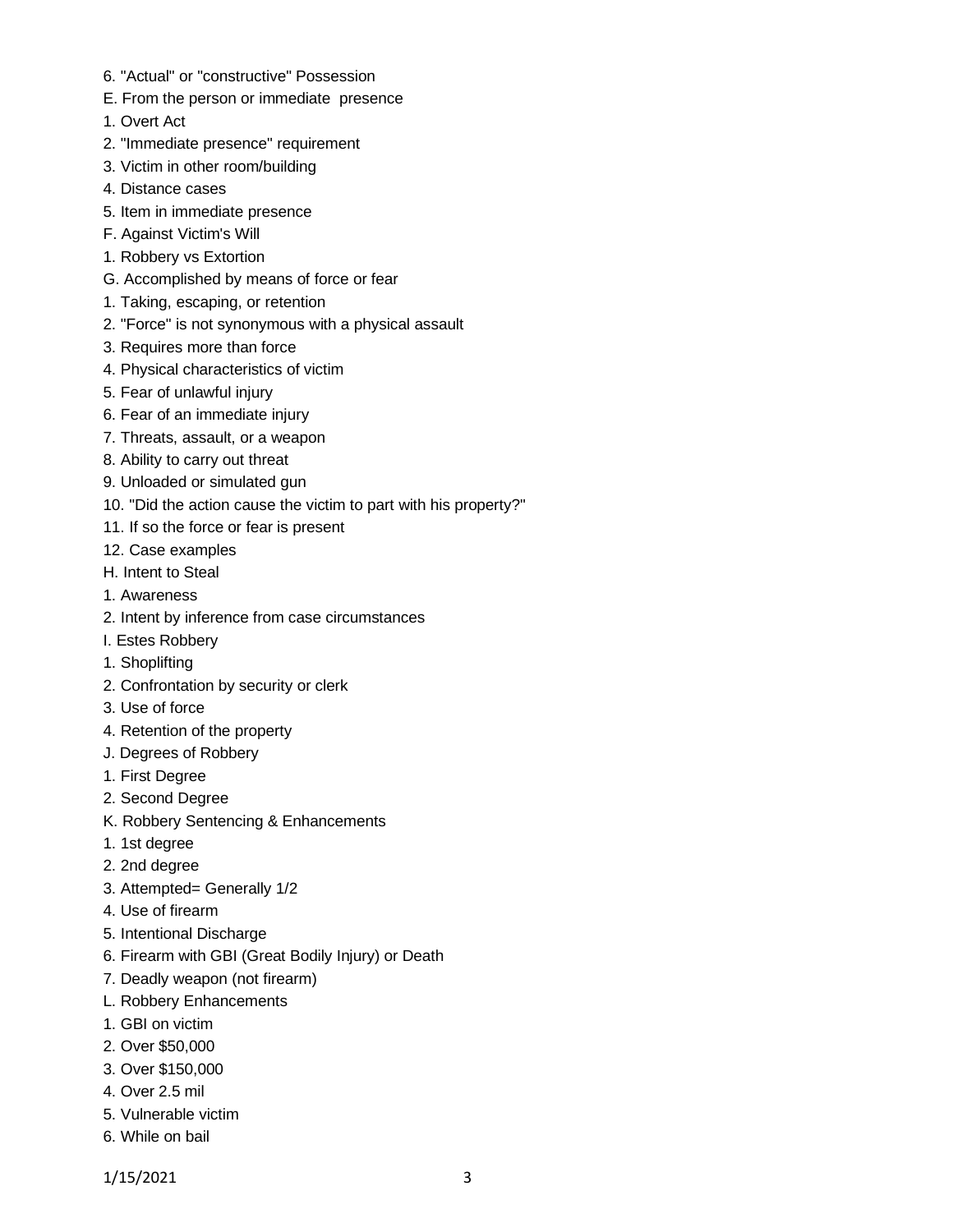6. "Actual" or "constructive" Possession

E. From the person or immediate presence

1. Overt Act
2. "Immediate presence" requirement
3. Victim in other room/building
4. Distance cases
5. Item in immediate presence

F. Against Victim's Will

1. Robbery vs Extortion

G. Accomplished by means of force or fear

1. Taking, escaping, or retention
2. "Force" is not synonymous with a physical assault
3. Requires more than force
4. Physical characteristics of victim
5. Fear of unlawful injury
6. Fear of an immediate injury
7. Threats, assault, or a weapon
8. Ability to carry out threat
9. Unloaded or simulated gun
10. "Did the action cause the victim to part with his property?"
11. If so the force or fear is present
12. Case examples

H. Intent to Steal

1. Awareness
2. Intent by inference from case circumstances

I. Estes Robbery

1. Shoplifting
2. Confrontation by security or clerk
3. Use of force
4. Retention of the property

J. Degrees of Robbery

1. First Degree
2. Second Degree

K. Robbery Sentencing & Enhancements

1. 1st degree
2. 2nd degree
3. Attempted= Generally 1/2
4. Use of firearm
5. Intentional Discharge
6. Firearm with GBI (Great Bodily Injury) or Death
7. Deadly weapon (not firearm)

L. Robbery Enhancements

1. GBI on victim
2. Over $50,000
3. Over $150,000
4. Over 2.5 mil
5. Vulnerable victim
6. While on bail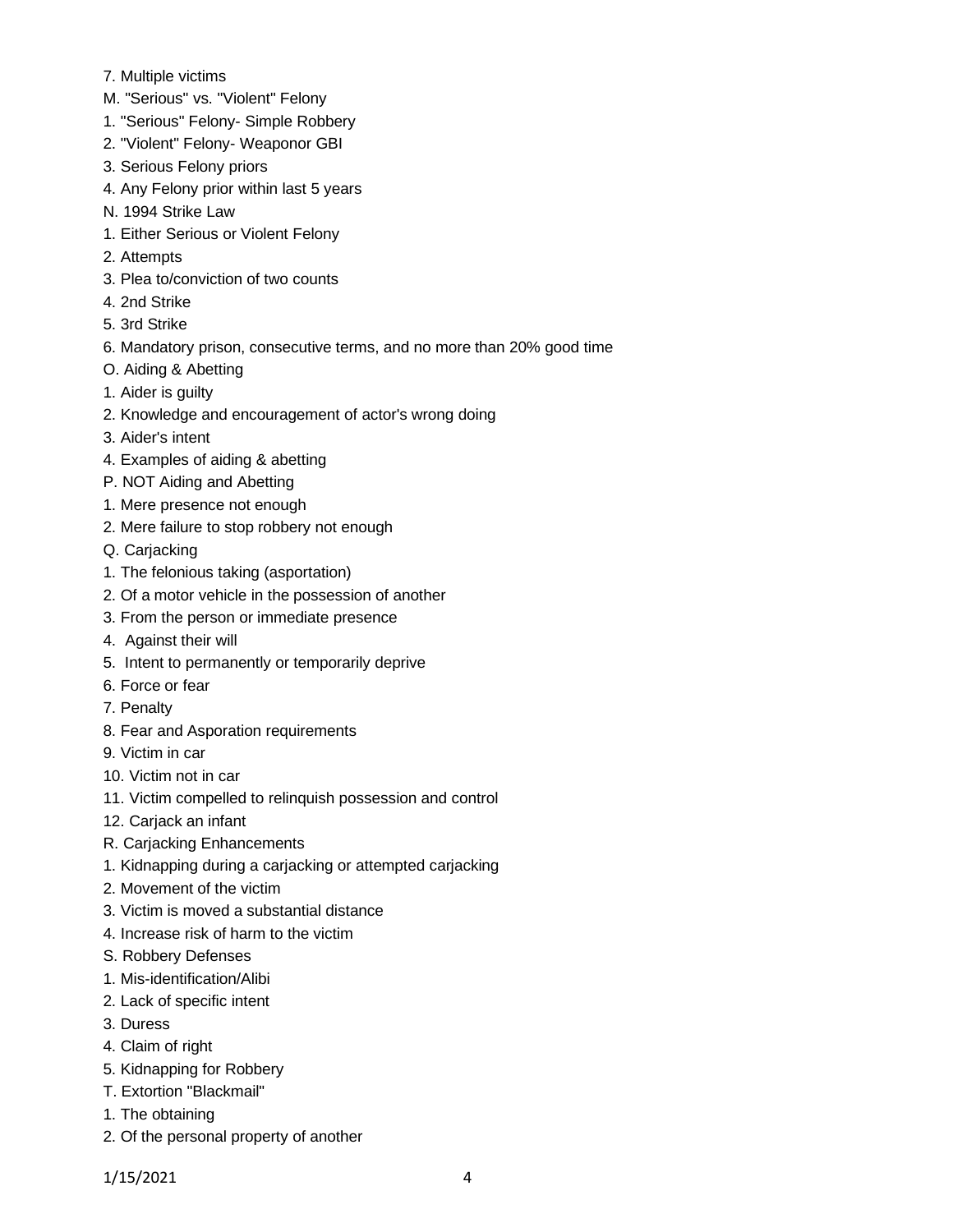7. Multiple victims

M. "Serious" vs. "Violent" Felony

1. "Serious" Felony- Simple Robbery
2. "Violent" Felony- Weaponor GBI
3. Serious Felony priors
4. Any Felony prior within last 5 years

N. 1994 Strike Law

1. Either Serious or Violent Felony
2. Attempts
3. Plea to/conviction of two counts
4. 2nd Strike
5. 3rd Strike
6. Mandatory prison, consecutive terms, and no more than 20% good time

O. Aiding & Abetting

1. Aider is guilty
2. Knowledge and encouragement of actor's wrong doing
3. Aider's intent
4. Examples of aiding & abetting

P. NOT Aiding and Abetting

1. Mere presence not enough
2. Mere failure to stop robbery not enough

Q. Carjacking

1. The felonious taking (asportation)
2. Of a motor vehicle in the possession of another
3. From the person or immediate presence
4. Against their will
5. Intent to permanently or temporarily deprive
6. Force or fear
7. Penalty
8. Fear and Asporation requirements
9. Victim in car
10. Victim not in car
11. Victim compelled to relinquish possession and control
12. Carjack an infant

R. Carjacking Enhancements

1. Kidnapping during a carjacking or attempted carjacking
2. Movement of the victim
3. Victim is moved a substantial distance
4. Increase risk of harm to the victim

S. Robbery Defenses

1. Mis-identification/Alibi
2. Lack of specific intent
3. Duress
4. Claim of right
5. Kidnapping for Robbery

T. Extortion "Blackmail"

1. The obtaining
2. Of the personal property of another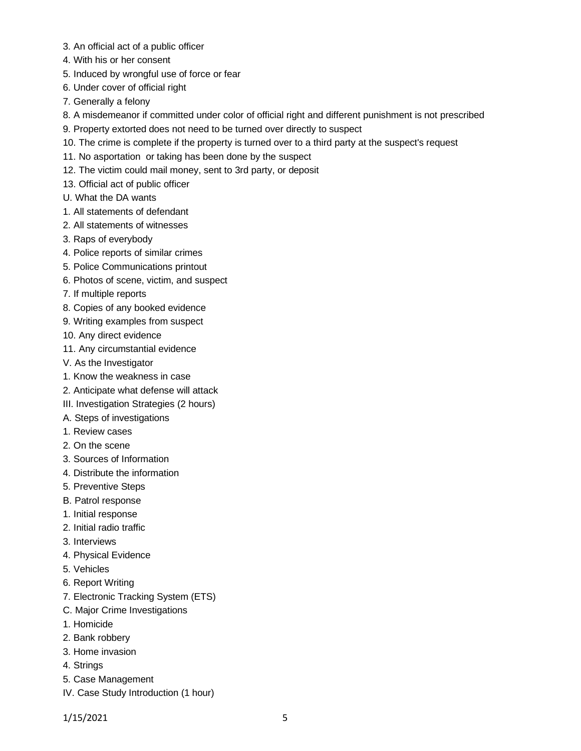3. An official act of a public officer
4. With his or her consent
5. Induced by wrongful use of force or fear
6. Under cover of official right
7. Generally a felony
8. A misdemeanor if committed under color of official right and different punishment is not prescribed
9. Property extorted does not need to be turned over directly to suspect
10. The crime is complete if the property is turned over to a third party at the suspect's request
11. No asportation or taking has been done by the suspect
12. The victim could mail money, sent to 3rd party, or deposit
13. Official act of public officer

U. What the DA wants

1. All statements of defendant
2. All statements of witnesses
3. Raps of everybody
4. Police reports of similar crimes
5. Police Communications printout
6. Photos of scene, victim, and suspect
7. If multiple reports
8. Copies of any booked evidence
9. Writing examples from suspect
10. Any direct evidence
11. Any circumstantial evidence

V. As the Investigator

1. Know the weakness in case
2. Anticipate what defense will attack

III. Investigation Strategies (2 hours)

A. Steps of investigations

1. Review cases
2. On the scene
3. Sources of Information
4. Distribute the information
5. Preventive Steps

B. Patrol response

1. Initial response
2. Initial radio traffic
3. Interviews
4. Physical Evidence
5. Vehicles
6. Report Writing
7. Electronic Tracking System (ETS)

C. Major Crime Investigations

1. Homicide
2. Bank robbery
3. Home invasion
4. Strings
5. Case Management

IV. Case Study Introduction (1 hour)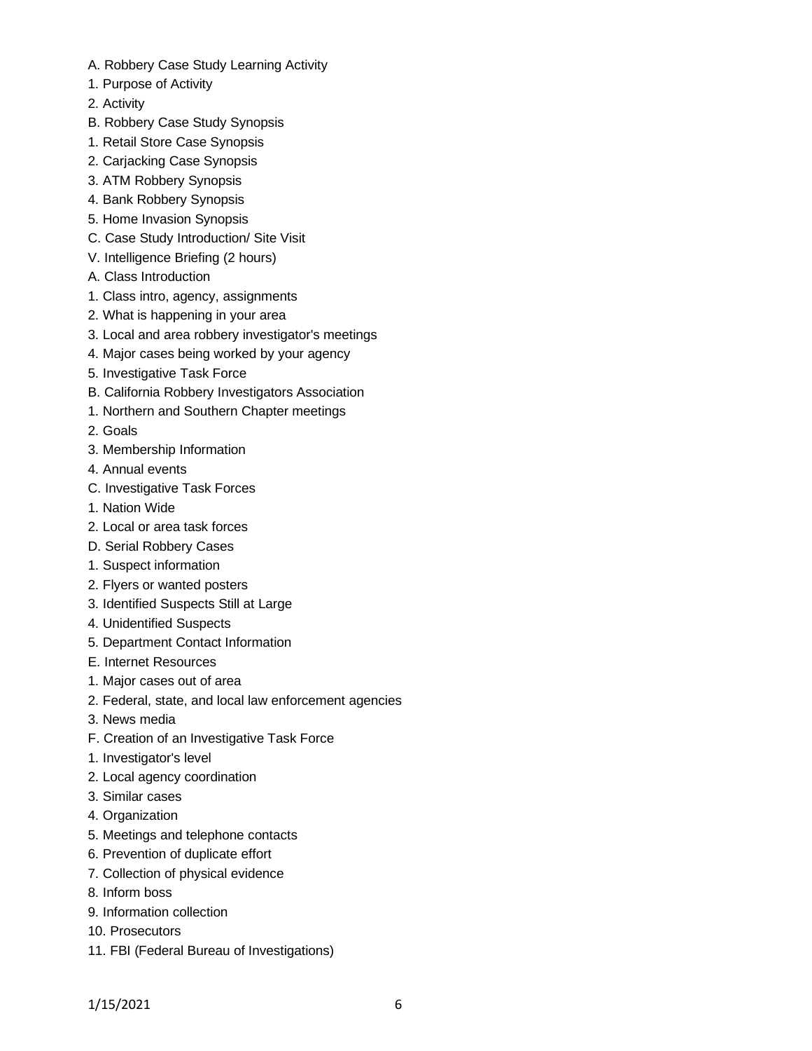A. Robbery Case Study Learning Activity

1. Purpose of Activity
2. Activity

B. Robbery Case Study Synopsis

1. Retail Store Case Synopsis
2. Carjacking Case Synopsis
3. ATM Robbery Synopsis
4. Bank Robbery Synopsis
5. Home Invasion Synopsis

C. Case Study Introduction/ Site Visit

V. Intelligence Briefing (2 hours)

A. Class Introduction

1. Class intro, agency, assignments
2. What is happening in your area
3. Local and area robbery investigator's meetings
4. Major cases being worked by your agency
5. Investigative Task Force

B. California Robbery Investigators Association

1. Northern and Southern Chapter meetings
2. Goals
3. Membership Information
4. Annual events

C. Investigative Task Forces

1. Nation Wide
2. Local or area task forces

D. Serial Robbery Cases

1. Suspect information
2. Flyers or wanted posters
3. Identified Suspects Still at Large
4. Unidentified Suspects
5. Department Contact Information

E. Internet Resources

1. Major cases out of area
2. Federal, state, and local law enforcement agencies
3. News media

F. Creation of an Investigative Task Force

1. Investigator's level
2. Local agency coordination
3. Similar cases
4. Organization
5. Meetings and telephone contacts
6. Prevention of duplicate effort
7. Collection of physical evidence
8. Inform boss
9. Information collection
10. Prosecutors
11. FBI (Federal Bureau of Investigations)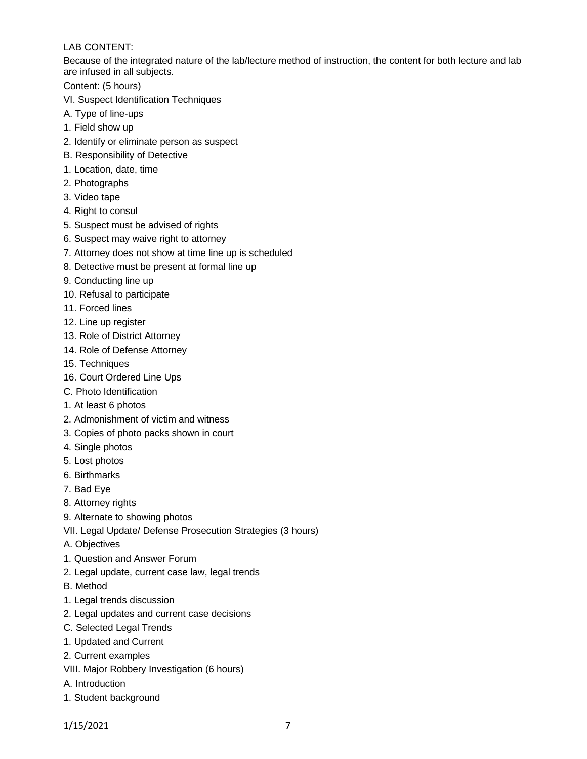LAB CONTENT:

Because of the integrated nature of the lab/lecture method of instruction, the content for both lecture and lab are infused in all subjects.

Content: (5 hours)

VI. Suspect Identification Techniques

A. Type of line-ups

1. Field show up
2. Identify or eliminate person as suspect

B. Responsibility of Detective

1. Location, date, time
2. Photographs
3. Video tape
4. Right to consul
5. Suspect must be advised of rights
6. Suspect may waive right to attorney
7. Attorney does not show at time line up is scheduled
8. Detective must be present at formal line up
9. Conducting line up
10. Refusal to participate
11. Forced lines
12. Line up register
13. Role of District Attorney
14. Role of Defense Attorney
15. Techniques
16. Court Ordered Line Ups

C. Photo Identification

1. At least 6 photos
2. Admonishment of victim and witness
3. Copies of photo packs shown in court
4. Single photos
5. Lost photos
6. Birthmarks
7. Bad Eye
8. Attorney rights
9. Alternate to showing photos

VII. Legal Update/ Defense Prosecution Strategies (3 hours)

A. Objectives

1. Question and Answer Forum
2. Legal update, current case law, legal trends

B. Method

1. Legal trends discussion
2. Legal updates and current case decisions

C. Selected Legal Trends

1. Updated and Current
2. Current examples

VIII. Major Robbery Investigation (6 hours)

A. Introduction

1. Student background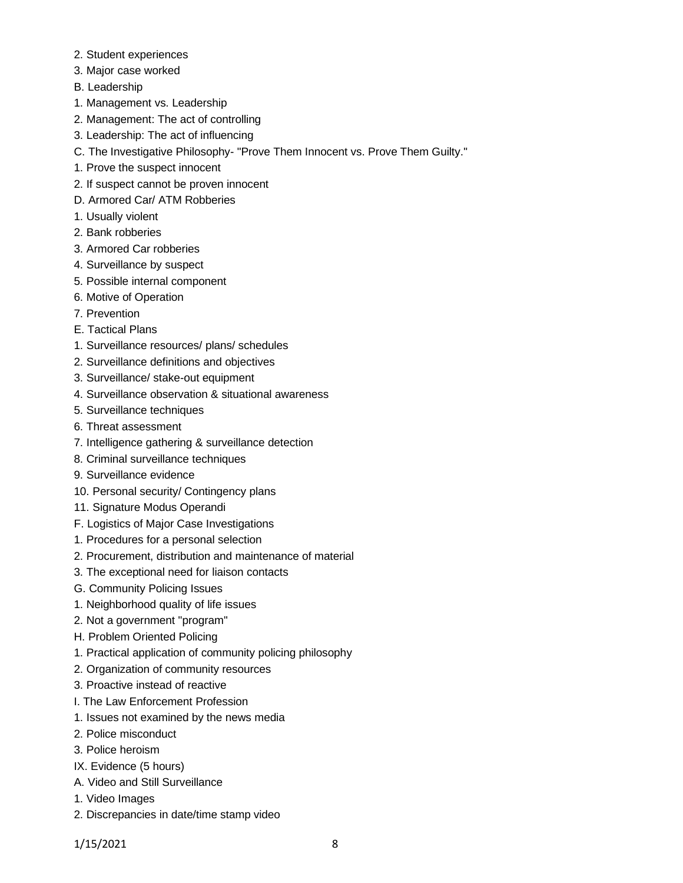2. Student experiences
3. Major case worked
B. Leadership
1. Management vs. Leadership
2. Management: The act of controlling
3. Leadership: The act of influencing
C. The Investigative Philosophy- "Prove Them Innocent vs. Prove Them Guilty."
1. Prove the suspect innocent
2. If suspect cannot be proven innocent
D. Armored Car/ ATM Robberies
1. Usually violent
2. Bank robberies
3. Armored Car robberies
4. Surveillance by suspect
5. Possible internal component
6. Motive of Operation
7. Prevention
E. Tactical Plans
1. Surveillance resources/ plans/ schedules
2. Surveillance definitions and objectives
3. Surveillance/ stake-out equipment
4. Surveillance observation & situational awareness
5. Surveillance techniques
6. Threat assessment
7. Intelligence gathering & surveillance detection
8. Criminal surveillance techniques
9. Surveillance evidence
10. Personal security/ Contingency plans
11. Signature Modus Operandi
F. Logistics of Major Case Investigations
1. Procedures for a personal selection
2. Procurement, distribution and maintenance of material
3. The exceptional need for liaison contacts
G. Community Policing Issues
1. Neighborhood quality of life issues
2. Not a government "program"
H. Problem Oriented Policing
1. Practical application of community policing philosophy
2. Organization of community resources
3. Proactive instead of reactive
I. The Law Enforcement Profession
1. Issues not examined by the news media
2. Police misconduct
3. Police heroism
IX. Evidence (5 hours)
A. Video and Still Surveillance
1. Video Images
2. Discrepancies in date/time stamp video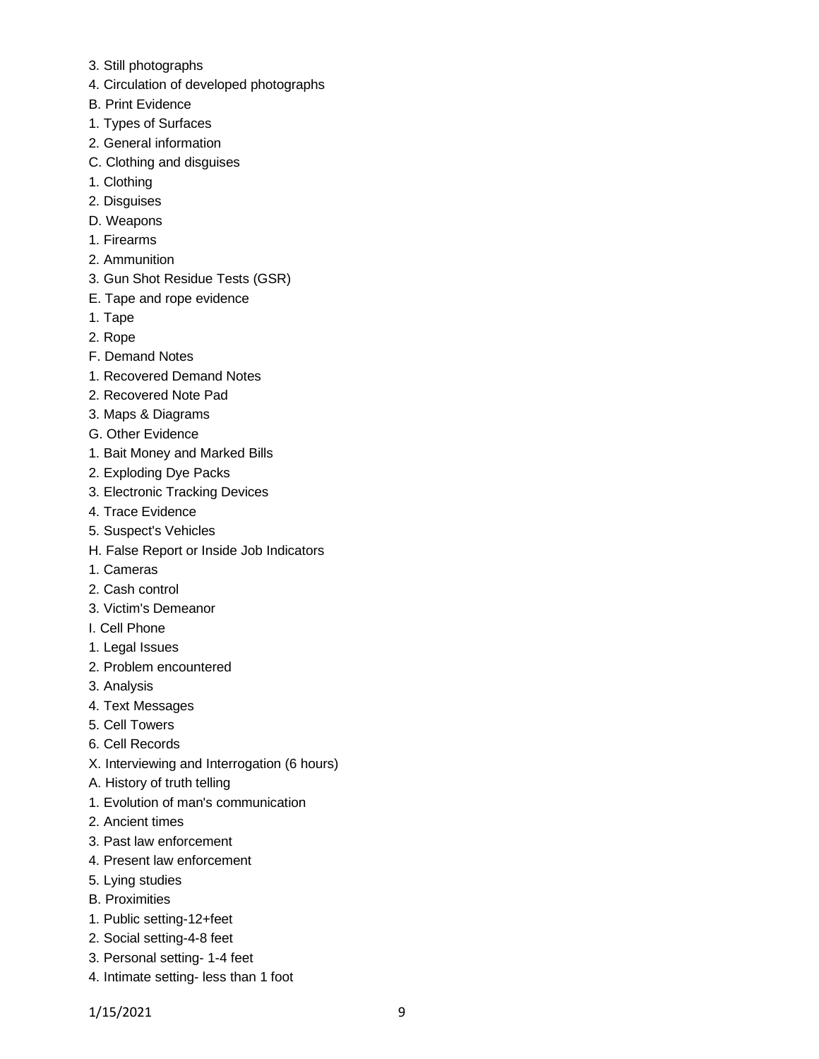3. Still photographs
4. Circulation of developed photographs
B. Print Evidence
1. Types of Surfaces
2. General information
C. Clothing and disguises
1. Clothing
2. Disguises
D. Weapons
1. Firearms
2. Ammunition
3. Gun Shot Residue Tests (GSR)
E. Tape and rope evidence
1. Tape
2. Rope
F. Demand Notes
1. Recovered Demand Notes
2. Recovered Note Pad
3. Maps & Diagrams
G. Other Evidence
1. Bait Money and Marked Bills
2. Exploding Dye Packs
3. Electronic Tracking Devices
4. Trace Evidence
5. Suspect's Vehicles
H. False Report or Inside Job Indicators
1. Cameras
2. Cash control
3. Victim's Demeanor
I. Cell Phone
1. Legal Issues
2. Problem encountered
3. Analysis
4. Text Messages
5. Cell Towers
6. Cell Records
X. Interviewing and Interrogation (6 hours)
A. History of truth telling
1. Evolution of man's communication
2. Ancient times
3. Past law enforcement
4. Present law enforcement
5. Lying studies
B. Proximities
1. Public setting-12+feet
2. Social setting-4-8 feet
3. Personal setting- 1-4 feet
4. Intimate setting- less than 1 foot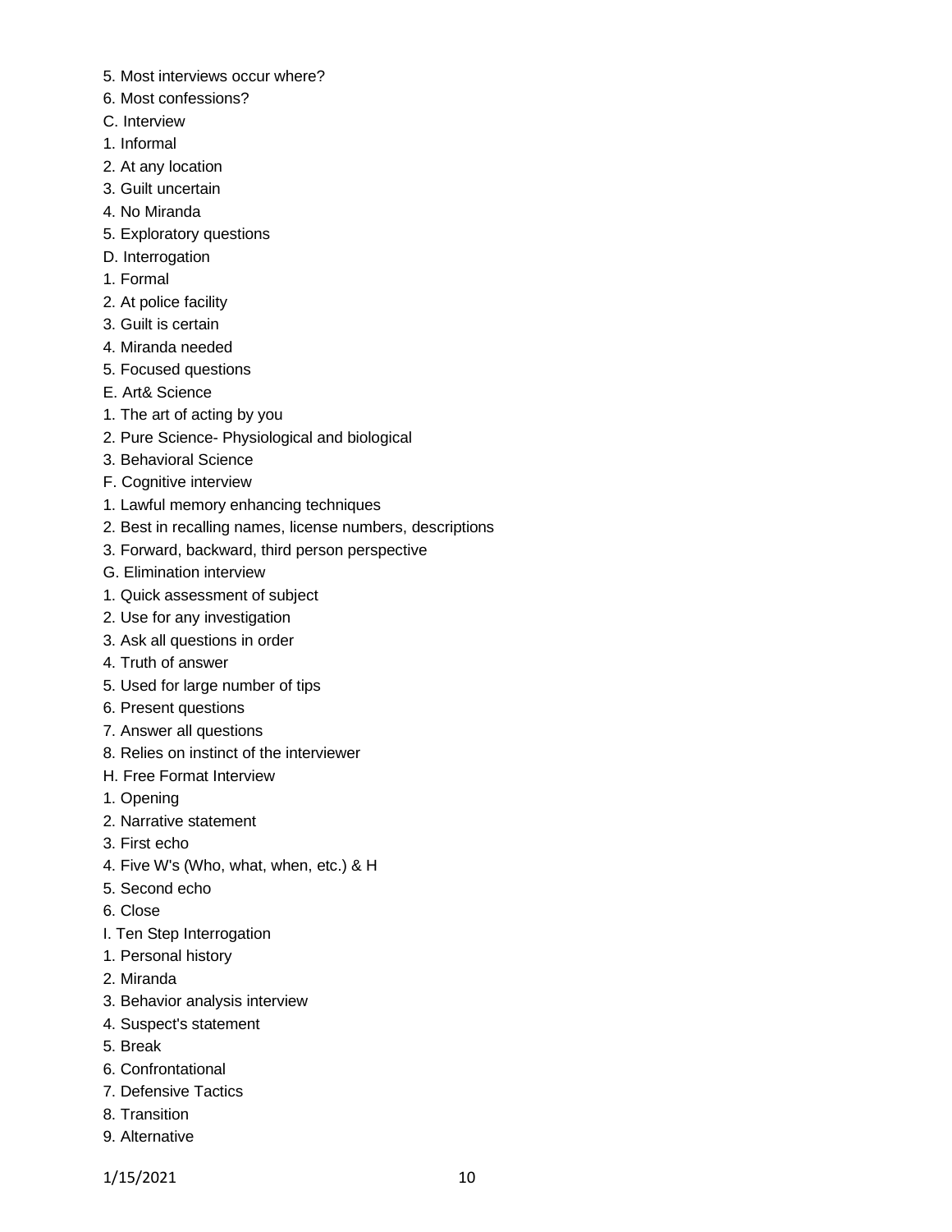5. Most interviews occur where?
6. Most confessions?

C. Interview
1. Informal
2. At any location
3. Guilt uncertain
4. No Miranda
5. Exploratory questions

D. Interrogation
1. Formal
2. At police facility
3. Guilt is certain
4. Miranda needed
5. Focused questions

E. Art& Science
1. The art of acting by you
2. Pure Science- Physiological and biological
3. Behavioral Science

F. Cognitive interview
1. Lawful memory enhancing techniques
2. Best in recalling names, license numbers, descriptions
3. Forward, backward, third person perspective

G. Elimination interview
1. Quick assessment of subject
2. Use for any investigation
3. Ask all questions in order
4. Truth of answer
5. Used for large number of tips
6. Present questions
7. Answer all questions
8. Relies on instinct of the interviewer

H. Free Format Interview
1. Opening
2. Narrative statement
3. First echo
4. Five W's (Who, what, when, etc.) & H
5. Second echo
6. Close

I. Ten Step Interrogation
1. Personal history
2. Miranda
3. Behavior analysis interview
4. Suspect's statement
5. Break
6. Confrontational
7. Defensive Tactics
8. Transition
9. Alternative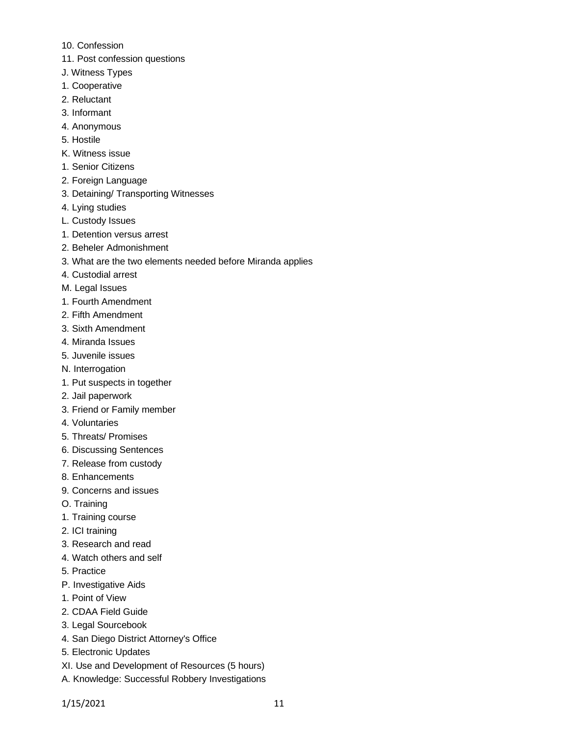10. Confession
11. Post confession questions
J. Witness Types
1. Cooperative
2. Reluctant
3. Informant
4. Anonymous
5. Hostile
K. Witness issue
1. Senior Citizens
2. Foreign Language
3. Detaining/ Transporting Witnesses
4. Lying studies
L. Custody Issues
1. Detention versus arrest
2. Beheler Admonishment
3. What are the two elements needed before Miranda applies
4. Custodial arrest
M. Legal Issues
1. Fourth Amendment
2. Fifth Amendment
3. Sixth Amendment
4. Miranda Issues
5. Juvenile issues
N. Interrogation
1. Put suspects in together
2. Jail paperwork
3. Friend or Family member
4. Voluntaries
5. Threats/ Promises
6. Discussing Sentences
7. Release from custody
8. Enhancements
9. Concerns and issues
O. Training
1. Training course
2. ICI training
3. Research and read
4. Watch others and self
5. Practice
P. Investigative Aids
1. Point of View
2. CDAA Field Guide
3. Legal Sourcebook
4. San Diego District Attorney's Office
5. Electronic Updates
XI. Use and Development of Resources (5 hours)
A. Knowledge: Successful Robbery Investigations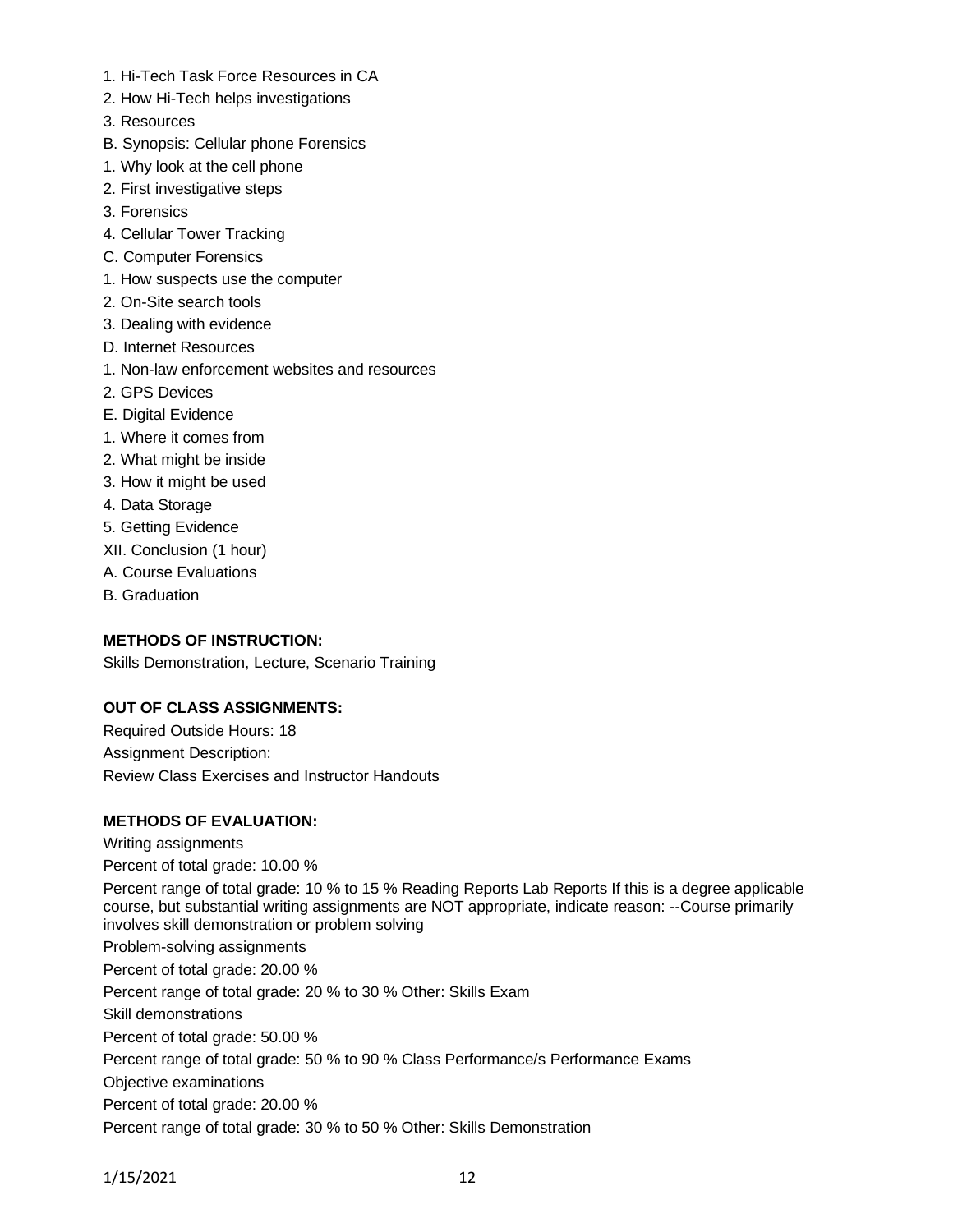1. Hi-Tech Task Force Resources in CA
2. How Hi-Tech helps investigations
3. Resources

B. Synopsis: Cellular phone Forensics

1. Why look at the cell phone
2. First investigative steps
3. Forensics
4. Cellular Tower Tracking

C. Computer Forensics

1. How suspects use the computer
2. On-Site search tools
3. Dealing with evidence

D. Internet Resources

1. Non-law enforcement websites and resources
2. GPS Devices

E. Digital Evidence

1. Where it comes from
2. What might be inside
3. How it might be used
4. Data Storage
5. Getting Evidence

XII. Conclusion (1 hour)

A. Course Evaluations

B. Graduation

**METHODS OF INSTRUCTION:**

Skills Demonstration, Lecture, Scenario Training

**OUT OF CLASS ASSIGNMENTS:**

Required Outside Hours: 18

Assignment Description:

Review Class Exercises and Instructor Handouts

**METHODS OF EVALUATION:**

Writing assignments

Percent of total grade: 10.00 %

Percent range of total grade: 10 % to 15 % Reading Reports Lab Reports If this is a degree applicable course, but substantial writing assignments are NOT appropriate, indicate reason: --Course primarily involves skill demonstration or problem solving

Problem-solving assignments

Percent of total grade: 20.00 %

Percent range of total grade: 20 % to 30 % Other: Skills Exam

Skill demonstrations

Percent of total grade: 50.00 %

Percent range of total grade: 50 % to 90 % Class Performance/s Performance Exams

Objective examinations

Percent of total grade: 20.00 %

Percent range of total grade: 30 % to 50 % Other: Skills Demonstration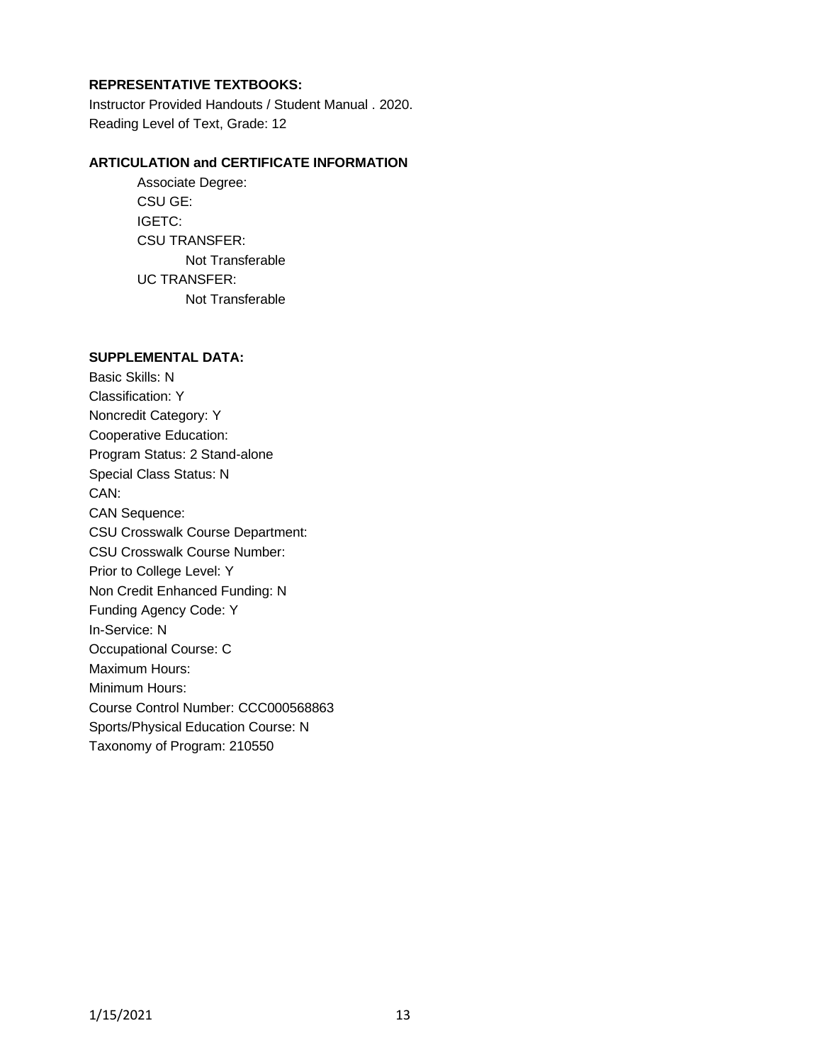**REPRESENTATIVE TEXTBOOKS:**

Instructor Provided Handouts / Student Manual . 2020.
Reading Level of Text, Grade: 12

**ARTICULATION and CERTIFICATE INFORMATION**

- Associate Degree:
- CSU GE:
- IGETC:
- CSU TRANSFER:
    - Not Transferable
- UC TRANSFER:
    - Not Transferable

**SUPPLEMENTAL DATA:**

Basic Skills: N
Classification: Y
Noncredit Category: Y
Cooperative Education:
Program Status: 2 Stand-alone
Special Class Status: N
CAN:
CAN Sequence:
CSU Crosswalk Course Department:
CSU Crosswalk Course Number:
Prior to College Level: Y
Non Credit Enhanced Funding: N
Funding Agency Code: Y
In-Service: N
Occupational Course: C
Maximum Hours:
Minimum Hours:
Course Control Number: CCC000568863
Sports/Physical Education Course: N
Taxonomy of Program: 210550